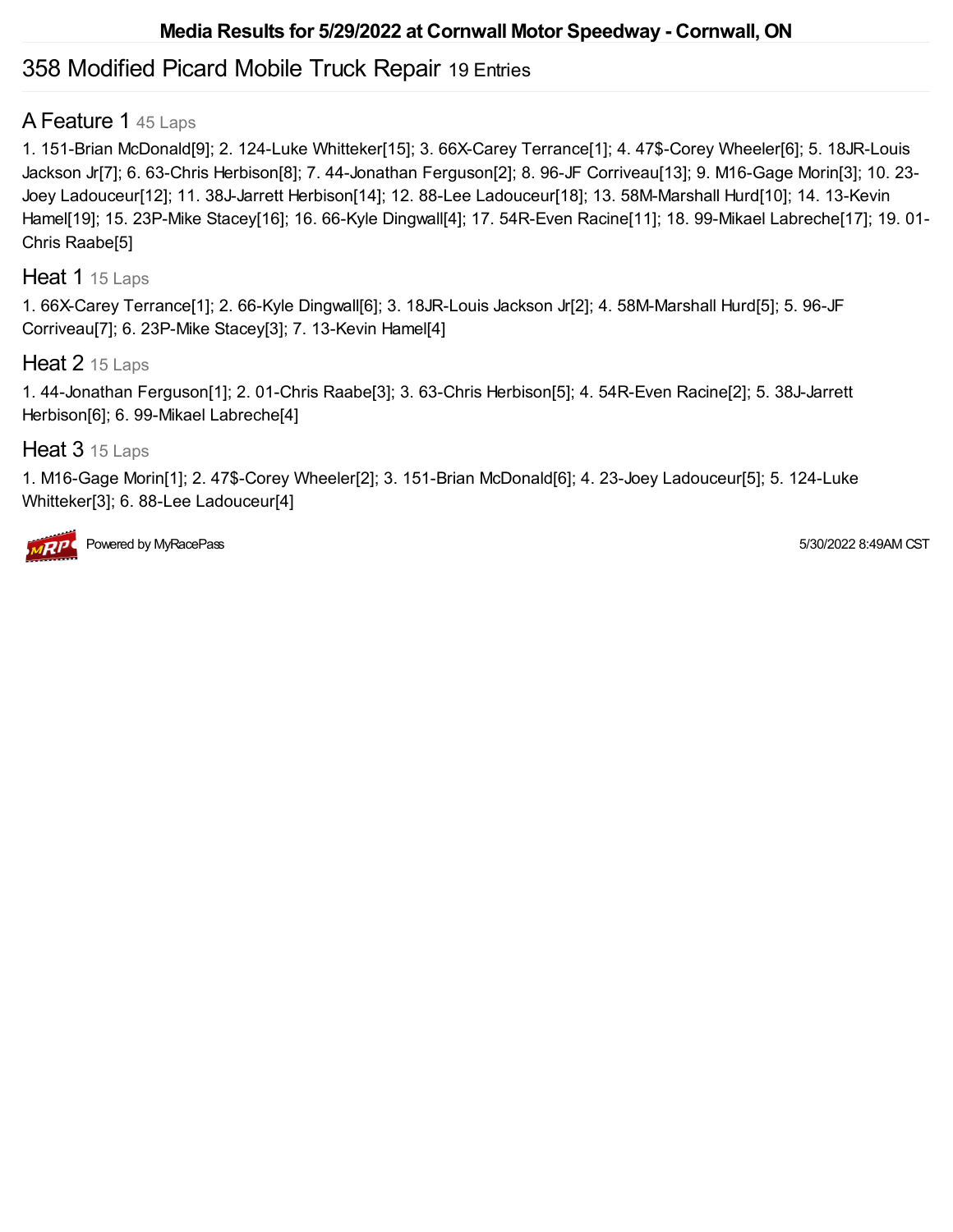# Media Results for 5/29/2022 at Cornwall Motor Speedway - Cornwall, ON

## 358 Modified Picard Mobile Truck Repair 19 Entries

### A Feature 1 45 Laps

1. 151-Brian McDonald[9]; 2. 124-Luke Whitteker[15]; 3. 66X-Carey Terrance[1]; 4. 47$-Corey Wheeler[6]; 5. 18JR-Louis Jackson Jr[7]; 6. 63-Chris Herbison[8]; 7. 44-Jonathan Ferguson[2]; 8. 96-JF Corriveau[13]; 9. M16-Gage Morin[3]; 10. 23-Joey Ladouceur[12]; 11. 38J-Jarrett Herbison[14]; 12. 88-Lee Ladouceur[18]; 13. 58M-Marshall Hurd[10]; 14. 13-Kevin Hamel[19]; 15. 23P-Mike Stacey[16]; 16. 66-Kyle Dingwall[4]; 17. 54R-Even Racine[11]; 18. 99-Mikael Labreche[17]; 19. 01-Chris Raabe[5]

### Heat 1 15 Laps

1. 66X-Carey Terrance[1]; 2. 66-Kyle Dingwall[6]; 3. 18JR-Louis Jackson Jr[2]; 4. 58M-Marshall Hurd[5]; 5. 96-JF Corriveau[7]; 6. 23P-Mike Stacey[3]; 7. 13-Kevin Hamel[4]

### Heat 2 15 Laps

1. 44-Jonathan Ferguson[1]; 2. 01-Chris Raabe[3]; 3. 63-Chris Herbison[5]; 4. 54R-Even Racine[2]; 5. 38J-Jarrett Herbison[6]; 6. 99-Mikael Labreche[4]

### Heat 3 15 Laps

1. M16-Gage Morin[1]; 2. 47$-Corey Wheeler[2]; 3. 151-Brian McDonald[6]; 4. 23-Joey Ladouceur[5]; 5. 124-Luke Whitteker[3]; 6. 88-Lee Ladouceur[4]

Powered by MyRacePass

5/30/2022 8:49AM CST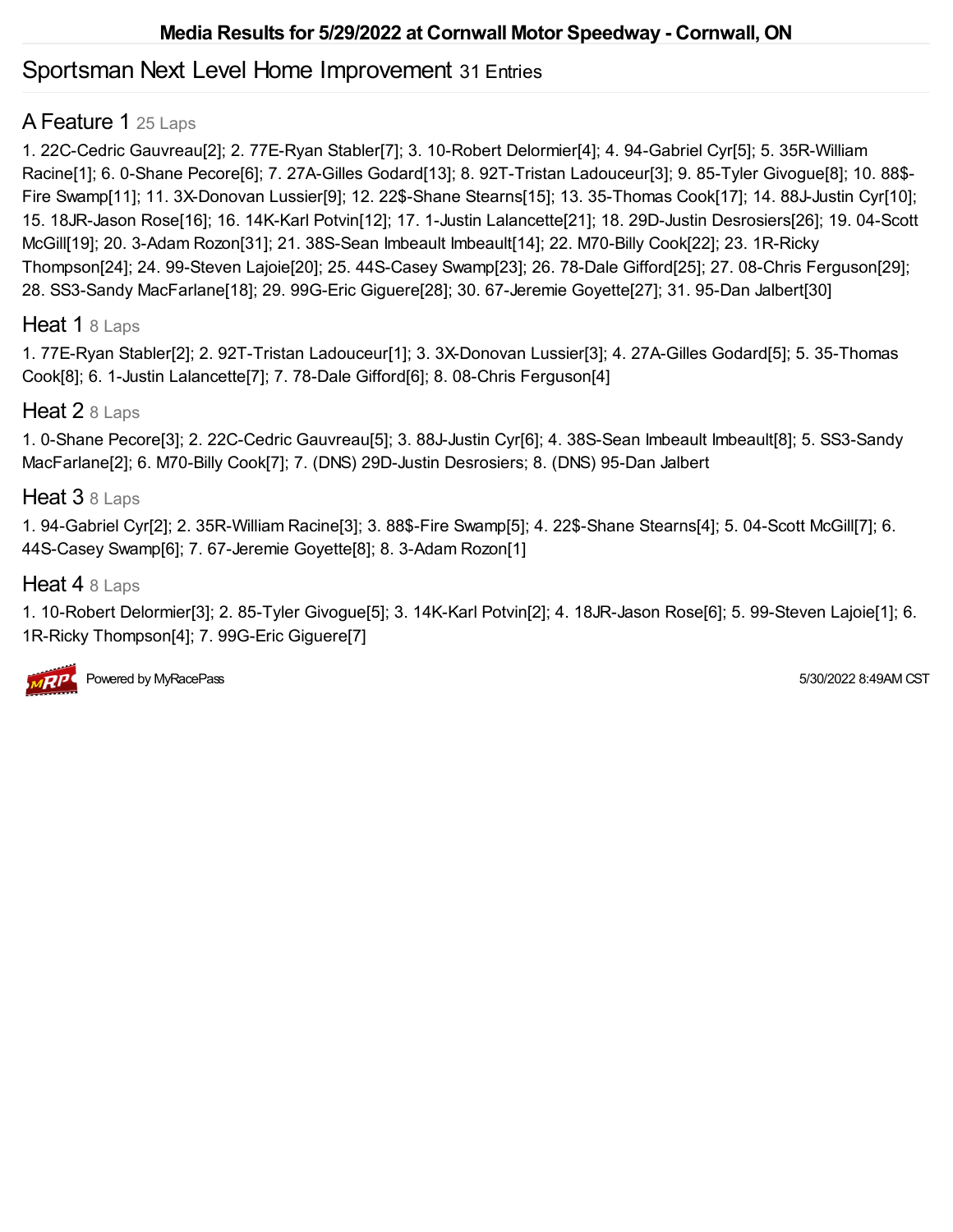# Media Results for 5/29/2022 at Cornwall Motor Speedway - Cornwall, ON

## Sportsman Next Level Home Improvement 31 Entries

### A Feature 1 25 Laps

1. 22C-Cedric Gauvreau[2]; 2. 77E-Ryan Stabler[7]; 3. 10-Robert Delormier[4]; 4. 94-Gabriel Cyr[5]; 5. 35R-William Racine[1]; 6. 0-Shane Pecore[6]; 7. 27A-Gilles Godard[13]; 8. 92T-Tristan Ladouceur[3]; 9. 85-Tyler Givogue[8]; 10. 88$-Fire Swamp[11]; 11. 3X-Donovan Lussier[9]; 12. 22$-Shane Stearns[15]; 13. 35-Thomas Cook[17]; 14. 88J-Justin Cyr[10]; 15. 18JR-Jason Rose[16]; 16. 14K-Karl Potvin[12]; 17. 1-Justin Lalancette[21]; 18. 29D-Justin Desrosiers[26]; 19. 04-Scott McGill[19]; 20. 3-Adam Rozon[31]; 21. 38S-Sean Imbeault Imbeault[14]; 22. M70-Billy Cook[22]; 23. 1R-Ricky Thompson[24]; 24. 99-Steven Lajoie[20]; 25. 44S-Casey Swamp[23]; 26. 78-Dale Gifford[25]; 27. 08-Chris Ferguson[29]; 28. SS3-Sandy MacFarlane[18]; 29. 99G-Eric Giguere[28]; 30. 67-Jeremie Goyette[27]; 31. 95-Dan Jalbert[30]

### Heat 1 8 Laps

1. 77E-Ryan Stabler[2]; 2. 92T-Tristan Ladouceur[1]; 3. 3X-Donovan Lussier[3]; 4. 27A-Gilles Godard[5]; 5. 35-Thomas Cook[8]; 6. 1-Justin Lalancette[7]; 7. 78-Dale Gifford[6]; 8. 08-Chris Ferguson[4]

### Heat 2 8 Laps

1. 0-Shane Pecore[3]; 2. 22C-Cedric Gauvreau[5]; 3. 88J-Justin Cyr[6]; 4. 38S-Sean Imbeault Imbeault[8]; 5. SS3-Sandy MacFarlane[2]; 6. M70-Billy Cook[7]; 7. (DNS) 29D-Justin Desrosiers; 8. (DNS) 95-Dan Jalbert

### Heat 3 8 Laps

1. 94-Gabriel Cyr[2]; 2. 35R-William Racine[3]; 3. 88$-Fire Swamp[5]; 4. 22$-Shane Stearns[4]; 5. 04-Scott McGill[7]; 6. 44S-Casey Swamp[6]; 7. 67-Jeremie Goyette[8]; 8. 3-Adam Rozon[1]

### Heat 4 8 Laps

1. 10-Robert Delormier[3]; 2. 85-Tyler Givogue[5]; 3. 14K-Karl Potvin[2]; 4. 18JR-Jason Rose[6]; 5. 99-Steven Lajoie[1]; 6. 1R-Ricky Thompson[4]; 7. 99G-Eric Giguere[7]

Powered by MyRacePass

5/30/2022 8:49AM CST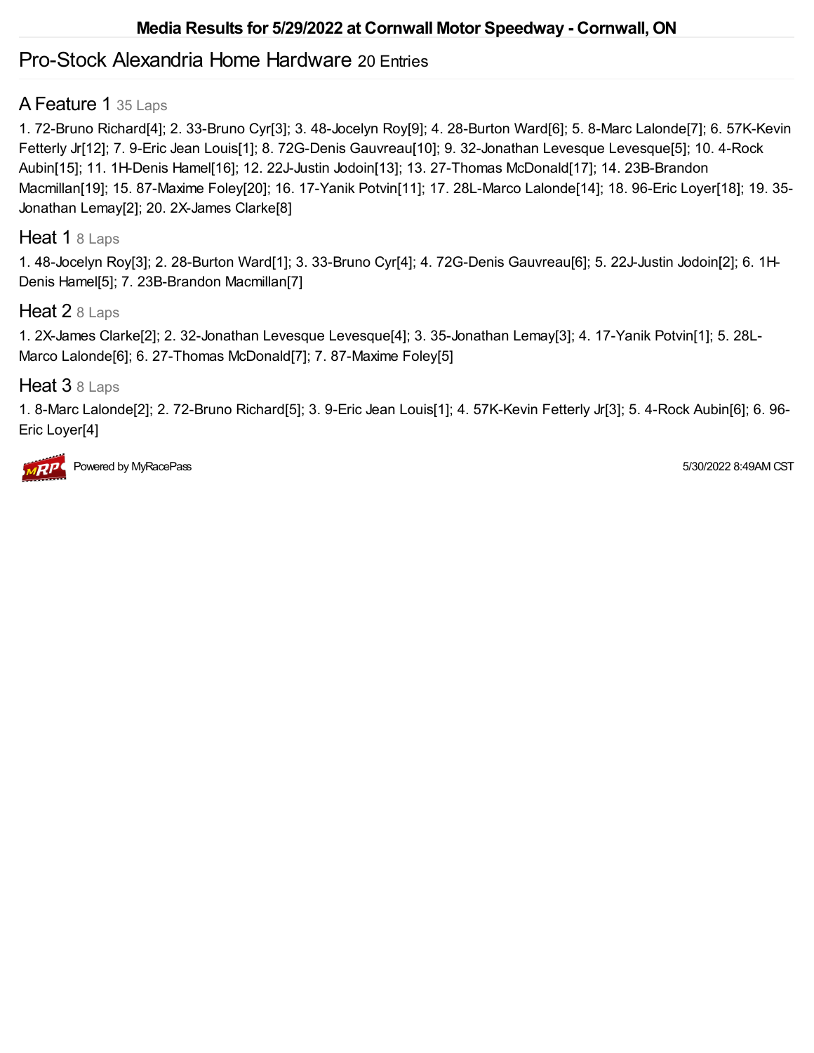**Media Results for 5/29/2022 at Cornwall Motor Speedway - Cornwall, ON**

## Pro-Stock Alexandria Home Hardware 20 Entries

### A Feature 1 35 Laps

1. 72-Bruno Richard[4]; 2. 33-Bruno Cyr[3]; 3. 48-Jocelyn Roy[9]; 4. 28-Burton Ward[6]; 5. 8-Marc Lalonde[7]; 6. 57K-Kevin Fetterly Jr[12]; 7. 9-Eric Jean Louis[1]; 8. 72G-Denis Gauvreau[10]; 9. 32-Jonathan Levesque Levesque[5]; 10. 4-Rock Aubin[15]; 11. 1H-Denis Hamel[16]; 12. 22J-Justin Jodoin[13]; 13. 27-Thomas McDonald[17]; 14. 23B-Brandon Macmillan[19]; 15. 87-Maxime Foley[20]; 16. 17-Yanik Potvin[11]; 17. 28L-Marco Lalonde[14]; 18. 96-Eric Loyer[18]; 19. 35-Jonathan Lemay[2]; 20. 2X-James Clarke[8]

### Heat 1 8 Laps

1. 48-Jocelyn Roy[3]; 2. 28-Burton Ward[1]; 3. 33-Bruno Cyr[4]; 4. 72G-Denis Gauvreau[6]; 5. 22J-Justin Jodoin[2]; 6. 1H-Denis Hamel[5]; 7. 23B-Brandon Macmillan[7]

### Heat 2 8 Laps

1. 2X-James Clarke[2]; 2. 32-Jonathan Levesque Levesque[4]; 3. 35-Jonathan Lemay[3]; 4. 17-Yanik Potvin[1]; 5. 28L-Marco Lalonde[6]; 6. 27-Thomas McDonald[7]; 7. 87-Maxime Foley[5]

### Heat 3 8 Laps

1. 8-Marc Lalonde[2]; 2. 72-Bruno Richard[5]; 3. 9-Eric Jean Louis[1]; 4. 57K-Kevin Fetterly Jr[3]; 5. 4-Rock Aubin[6]; 6. 96-Eric Loyer[4]

Powered by MyRacePass

5/30/2022 8:49AM CST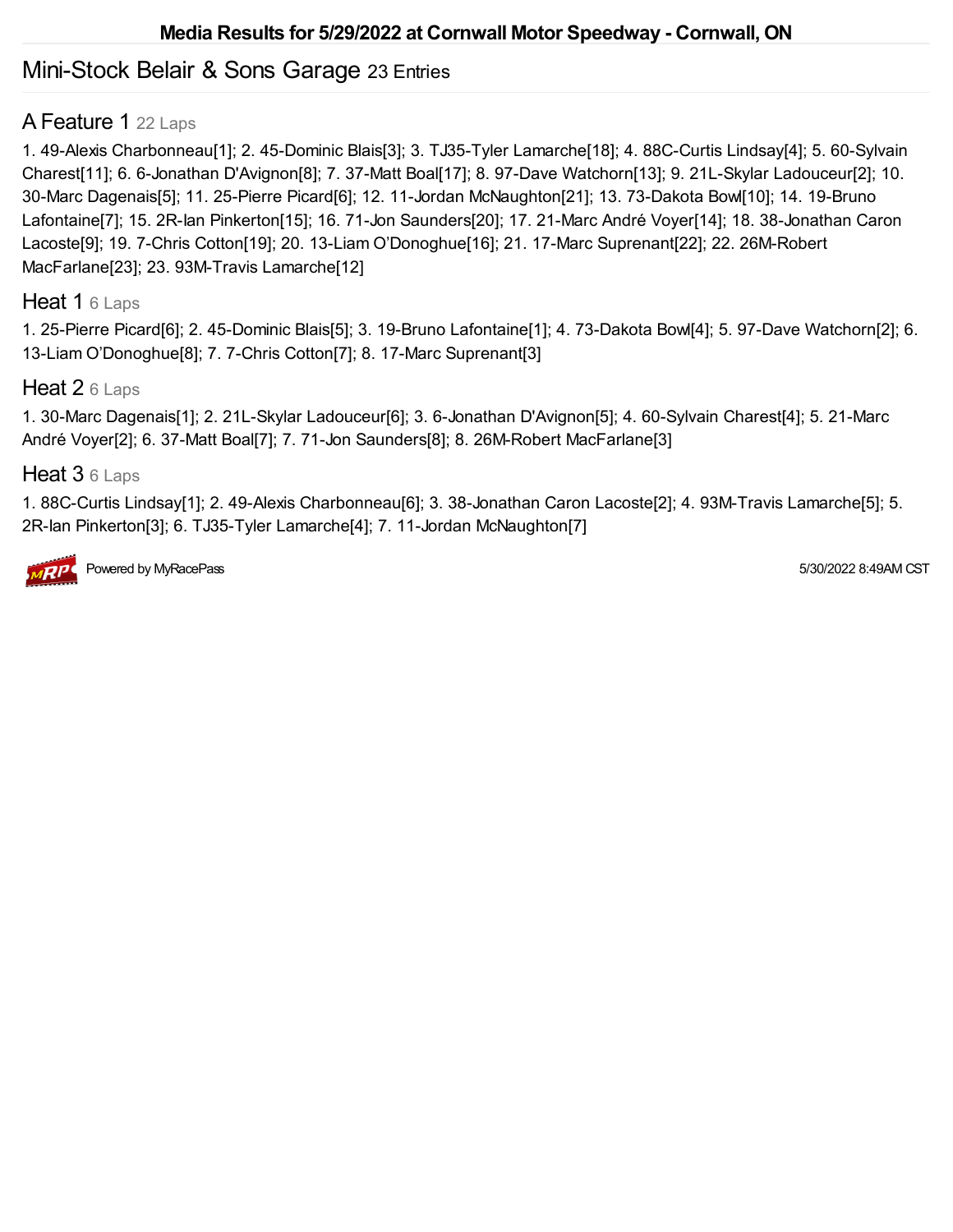**Media Results for 5/29/2022 at Cornwall Motor Speedway - Cornwall, ON**

## Mini-Stock Belair & Sons Garage 23 Entries

### A Feature 1 22 Laps

1. 49-Alexis Charbonneau[1]; 2. 45-Dominic Blais[3]; 3. TJ35-Tyler Lamarche[18]; 4. 88C-Curtis Lindsay[4]; 5. 60-Sylvain Charest[11]; 6. 6-Jonathan D'Avignon[8]; 7. 37-Matt Boal[17]; 8. 97-Dave Watchorn[13]; 9. 21L-Skylar Ladouceur[2]; 10. 30-Marc Dagenais[5]; 11. 25-Pierre Picard[6]; 12. 11-Jordan McNaughton[21]; 13. 73-Dakota Bowl[10]; 14. 19-Bruno Lafontaine[7]; 15. 2R-Ian Pinkerton[15]; 16. 71-Jon Saunders[20]; 17. 21-Marc André Voyer[14]; 18. 38-Jonathan Caron Lacoste[9]; 19. 7-Chris Cotton[19]; 20. 13-Liam O'Donoghue[16]; 21. 17-Marc Suprenant[22]; 22. 26M-Robert MacFarlane[23]; 23. 93M-Travis Lamarche[12]

### Heat 1 6 Laps

1. 25-Pierre Picard[6]; 2. 45-Dominic Blais[5]; 3. 19-Bruno Lafontaine[1]; 4. 73-Dakota Bowl[4]; 5. 97-Dave Watchorn[2]; 6. 13-Liam O'Donoghue[8]; 7. 7-Chris Cotton[7]; 8. 17-Marc Suprenant[3]

### Heat 2 6 Laps

1. 30-Marc Dagenais[1]; 2. 21L-Skylar Ladouceur[6]; 3. 6-Jonathan D'Avignon[5]; 4. 60-Sylvain Charest[4]; 5. 21-Marc André Voyer[2]; 6. 37-Matt Boal[7]; 7. 71-Jon Saunders[8]; 8. 26M-Robert MacFarlane[3]

### Heat 3 6 Laps

1. 88C-Curtis Lindsay[1]; 2. 49-Alexis Charbonneau[6]; 3. 38-Jonathan Caron Lacoste[2]; 4. 93M-Travis Lamarche[5]; 5. 2R-Ian Pinkerton[3]; 6. TJ35-Tyler Lamarche[4]; 7. 11-Jordan McNaughton[7]

Powered by MyRacePass 5/30/2022 8:49AM CST